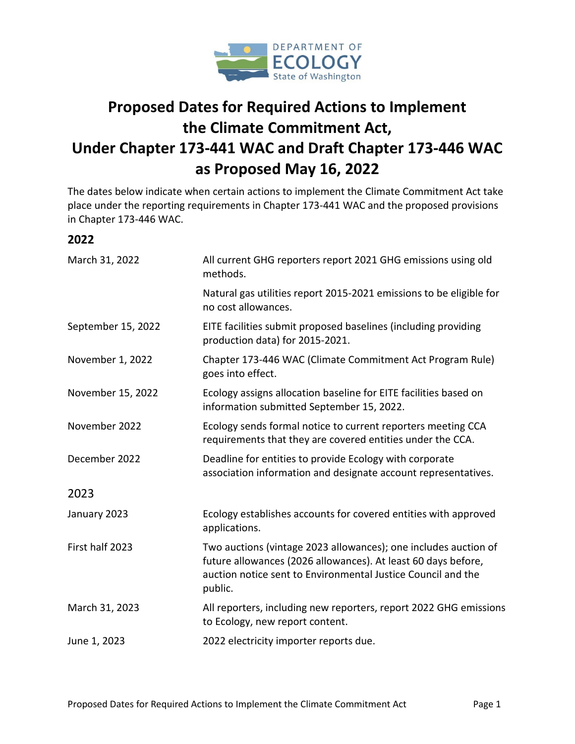# Proposed Dates for Required Actions to Implement the Climate Commitment Act, Under Chapter 173-441 WAC and Draft Chapter 173-446 WAC as Proposed May 16, 2022

The dates below indicate when certain actions to implement the Climate Commitment Act take place under the reporting requirements in Chapter 173-441 WAC and the proposed provisions in Chapter 173-446 WAC.

## 2022

| | |
|---|---|
| March 31, 2022 | All current GHG reporters report 2021 GHG emissions using old methods. |
| | Natural gas utilities report 2015-2021 emissions to be eligible for no cost allowances. |
| September 15, 2022 | EITE facilities submit proposed baselines (including providing production data) for 2015-2021. |
| November 1, 2022 | Chapter 173-446 WAC (Climate Commitment Act Program Rule) goes into effect. |
| November 15, 2022 | Ecology assigns allocation baseline for EITE facilities based on information submitted September 15, 2022. |
| November 2022 | Ecology sends formal notice to current reporters meeting CCA requirements that they are covered entities under the CCA. |
| December 2022 | Deadline for entities to provide Ecology with corporate association information and designate account representatives. |

## 2023

| | |
|---|---|
| January 2023 | Ecology establishes accounts for covered entities with approved applications. |
| First half 2023 | Two auctions (vintage 2023 allowances); one includes auction of future allowances (2026 allowances). At least 60 days before, auction notice sent to Environmental Justice Council and the public. |
| March 31, 2023 | All reporters, including new reporters, report 2022 GHG emissions to Ecology, new report content. |
| June 1, 2023 | 2022 electricity importer reports due. |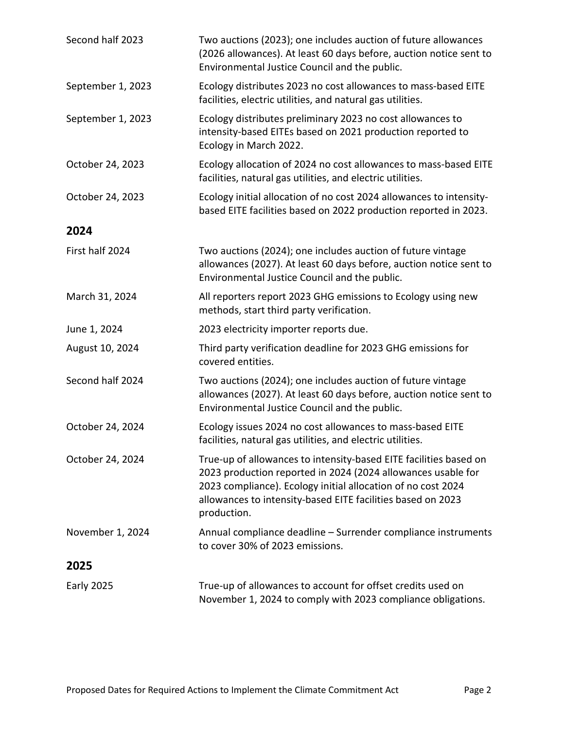| | |
|---|---|
| Second half 2023 | Two auctions (2023); one includes auction of future allowances (2026 allowances). At least 60 days before, auction notice sent to Environmental Justice Council and the public. |
| September 1, 2023 | Ecology distributes 2023 no cost allowances to mass-based EITE facilities, electric utilities, and natural gas utilities. |
| September 1, 2023 | Ecology distributes preliminary 2023 no cost allowances to intensity-based EITEs based on 2021 production reported to Ecology in March 2022. |
| October 24, 2023 | Ecology allocation of 2024 no cost allowances to mass-based EITE facilities, natural gas utilities, and electric utilities. |
| October 24, 2023 | Ecology initial allocation of no cost 2024 allowances to intensity-based EITE facilities based on 2022 production reported in 2023. |

## 2024

| | |
|---|---|
| First half 2024 | Two auctions (2024); one includes auction of future vintage allowances (2027). At least 60 days before, auction notice sent to Environmental Justice Council and the public. |
| March 31, 2024 | All reporters report 2023 GHG emissions to Ecology using new methods, start third party verification. |
| June 1, 2024 | 2023 electricity importer reports due. |
| August 10, 2024 | Third party verification deadline for 2023 GHG emissions for covered entities. |
| Second half 2024 | Two auctions (2024); one includes auction of future vintage allowances (2027). At least 60 days before, auction notice sent to Environmental Justice Council and the public. |
| October 24, 2024 | Ecology issues 2024 no cost allowances to mass-based EITE facilities, natural gas utilities, and electric utilities. |
| October 24, 2024 | True-up of allowances to intensity-based EITE facilities based on 2023 production reported in 2024 (2024 allowances usable for 2023 compliance). Ecology initial allocation of no cost 2024 allowances to intensity-based EITE facilities based on 2023 production. |
| November 1, 2024 | Annual compliance deadline – Surrender compliance instruments to cover 30% of 2023 emissions. |

## 2025

| | |
|---|---|
| Early 2025 | True-up of allowances to account for offset credits used on November 1, 2024 to comply with 2023 compliance obligations. |